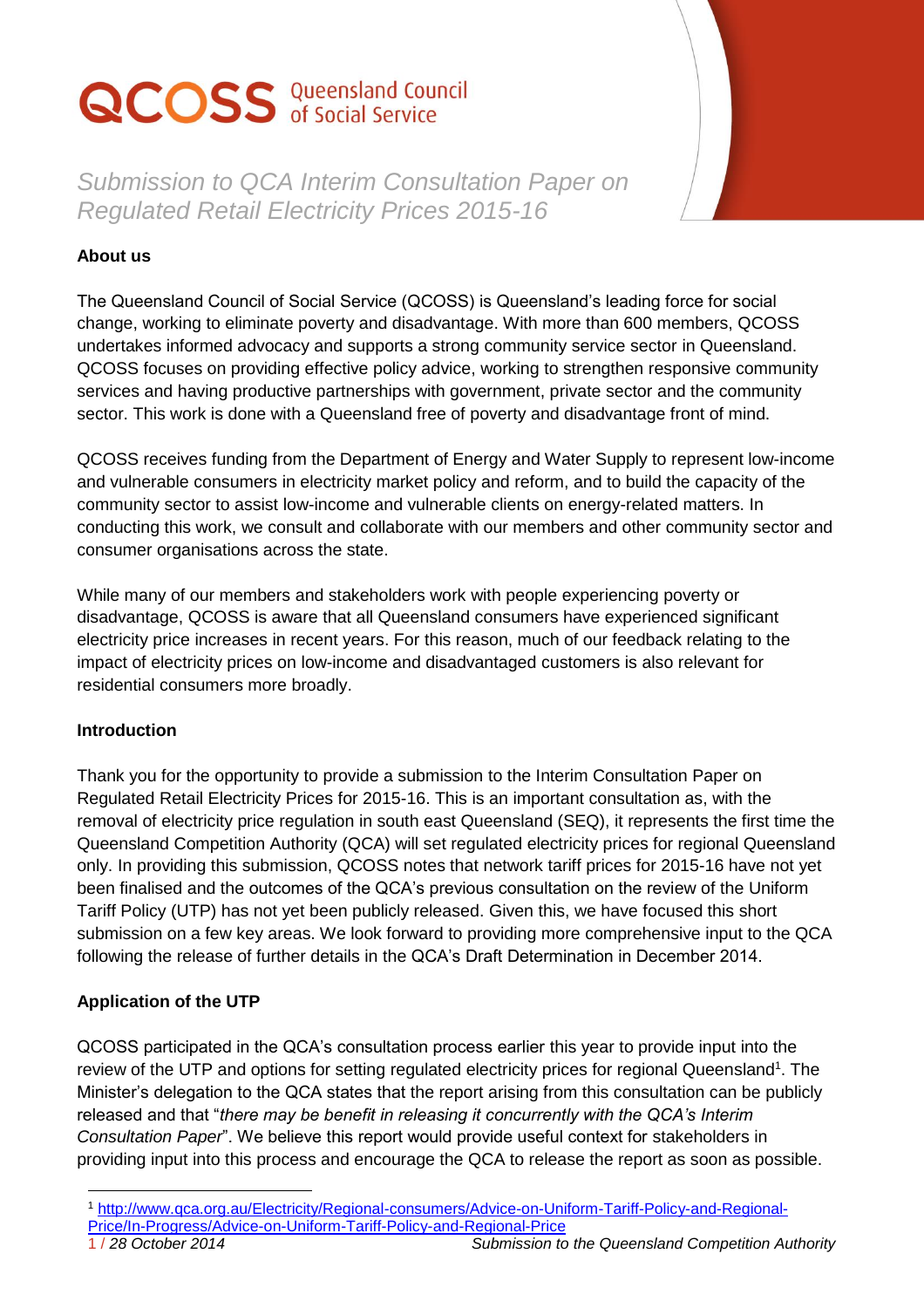QCOSS Queensland Council of Social Service

# Submission to QCA Interim Consultation Paper on Regulated Retail Electricity Prices 2015-16

**About us**

The Queensland Council of Social Service (QCOSS) is Queensland's leading force for social change, working to eliminate poverty and disadvantage. With more than 600 members, QCOSS undertakes informed advocacy and supports a strong community service sector in Queensland. QCOSS focuses on providing effective policy advice, working to strengthen responsive community services and having productive partnerships with government, private sector and the community sector. This work is done with a Queensland free of poverty and disadvantage front of mind.

QCOSS receives funding from the Department of Energy and Water Supply to represent low-income and vulnerable consumers in electricity market policy and reform, and to build the capacity of the community sector to assist low-income and vulnerable clients on energy-related matters. In conducting this work, we consult and collaborate with our members and other community sector and consumer organisations across the state.

While many of our members and stakeholders work with people experiencing poverty or disadvantage, QCOSS is aware that all Queensland consumers have experienced significant electricity price increases in recent years. For this reason, much of our feedback relating to the impact of electricity prices on low-income and disadvantaged customers is also relevant for residential consumers more broadly.

**Introduction**

Thank you for the opportunity to provide a submission to the Interim Consultation Paper on Regulated Retail Electricity Prices for 2015-16. This is an important consultation as, with the removal of electricity price regulation in south east Queensland (SEQ), it represents the first time the Queensland Competition Authority (QCA) will set regulated electricity prices for regional Queensland only. In providing this submission, QCOSS notes that network tariff prices for 2015-16 have not yet been finalised and the outcomes of the QCA's previous consultation on the review of the Uniform Tariff Policy (UTP) has not yet been publicly released. Given this, we have focused this short submission on a few key areas. We look forward to providing more comprehensive input to the QCA following the release of further details in the QCA's Draft Determination in December 2014.

**Application of the UTP**

QCOSS participated in the QCA's consultation process earlier this year to provide input into the review of the UTP and options for setting regulated electricity prices for regional Queensland[1]. The Minister's delegation to the QCA states that the report arising from this consultation can be publicly released and that "*there may be benefit in releasing it concurrently with the QCA's Interim Consultation Paper*". We believe this report would provide useful context for stakeholders in providing input into this process and encourage the QCA to release the report as soon as possible.

---

[1] http://www.qca.org.au/Electricity/Regional-consumers/Advice-on-Uniform-Tariff-Policy-and-Regional-Price/In-Progress/Advice-on-Uniform-Tariff-Policy-and-Regional-Price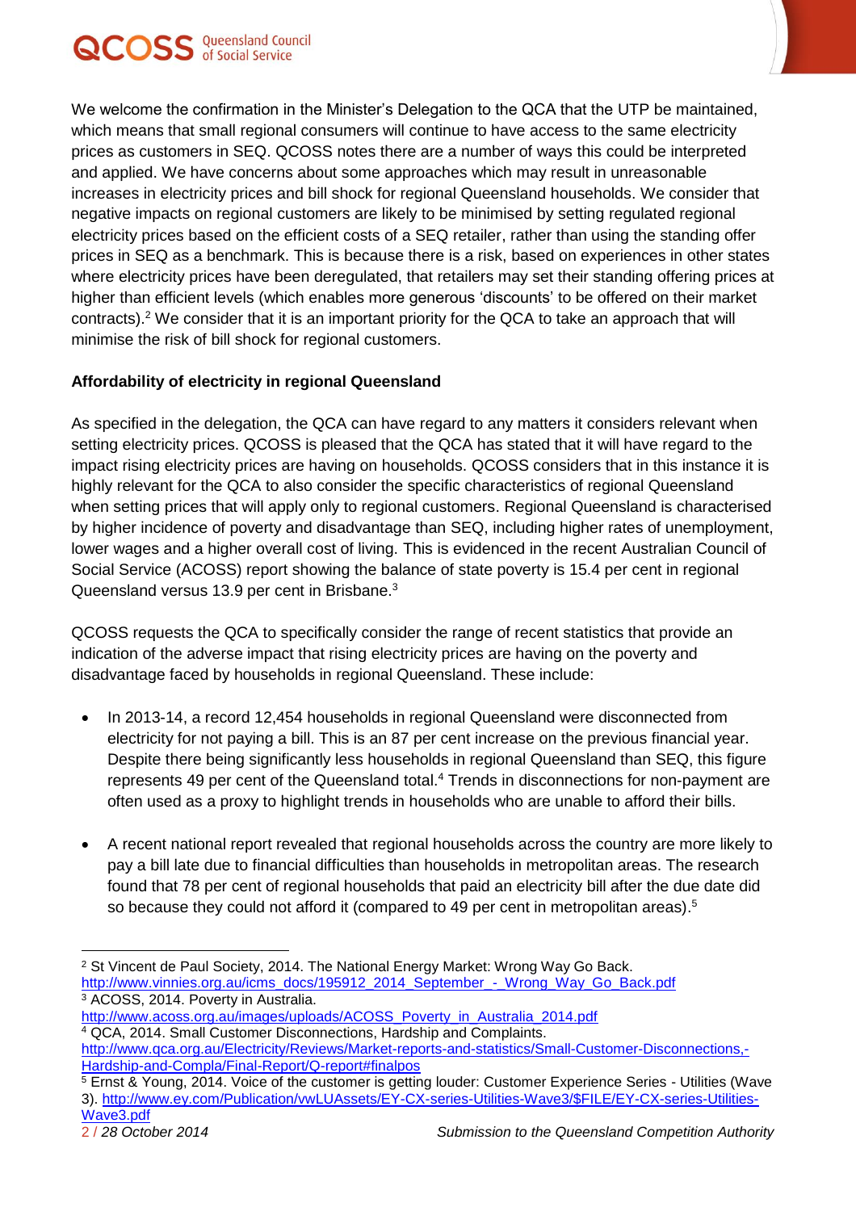We welcome the confirmation in the Minister's Delegation to the QCA that the UTP be maintained, which means that small regional consumers will continue to have access to the same electricity prices as customers in SEQ. QCOSS notes there are a number of ways this could be interpreted and applied. We have concerns about some approaches which may result in unreasonable increases in electricity prices and bill shock for regional Queensland households. We consider that negative impacts on regional customers are likely to be minimised by setting regulated regional electricity prices based on the efficient costs of a SEQ retailer, rather than using the standing offer prices in SEQ as a benchmark. This is because there is a risk, based on experiences in other states where electricity prices have been deregulated, that retailers may set their standing offering prices at higher than efficient levels (which enables more generous 'discounts' to be offered on their market contracts).[2] We consider that it is an important priority for the QCA to take an approach that will minimise the risk of bill shock for regional customers.

**Affordability of electricity in regional Queensland**

As specified in the delegation, the QCA can have regard to any matters it considers relevant when setting electricity prices. QCOSS is pleased that the QCA has stated that it will have regard to the impact rising electricity prices are having on households. QCOSS considers that in this instance it is highly relevant for the QCA to also consider the specific characteristics of regional Queensland when setting prices that will apply only to regional customers. Regional Queensland is characterised by higher incidence of poverty and disadvantage than SEQ, including higher rates of unemployment, lower wages and a higher overall cost of living. This is evidenced in the recent Australian Council of Social Service (ACOSS) report showing the balance of state poverty is 15.4 per cent in regional Queensland versus 13.9 per cent in Brisbane.[3]

QCOSS requests the QCA to specifically consider the range of recent statistics that provide an indication of the adverse impact that rising electricity prices are having on the poverty and disadvantage faced by households in regional Queensland. These include:

- In 2013-14, a record 12,454 households in regional Queensland were disconnected from electricity for not paying a bill. This is an 87 per cent increase on the previous financial year. Despite there being significantly less households in regional Queensland than SEQ, this figure represents 49 per cent of the Queensland total.[4] Trends in disconnections for non-payment are often used as a proxy to highlight trends in households who are unable to afford their bills.

- A recent national report revealed that regional households across the country are more likely to pay a bill late due to financial difficulties than households in metropolitan areas. The research found that 78 per cent of regional households that paid an electricity bill after the due date did so because they could not afford it (compared to 49 per cent in metropolitan areas).[5]

---

[2] St Vincent de Paul Society, 2014. The National Energy Market: Wrong Way Go Back. http://www.vinnies.org.au/icms_docs/195912_2014_September_-_Wrong_Way_Go_Back.pdf

[3] ACOSS, 2014. Poverty in Australia. http://www.acoss.org.au/images/uploads/ACOSS_Poverty_in_Australia_2014.pdf

[4] QCA, 2014. Small Customer Disconnections, Hardship and Complaints. http://www.qca.org.au/Electricity/Reviews/Market-reports-and-statistics/Small-Customer-Disconnections,-Hardship-and-Compla/Final-Report/Q-report#finalpos

[5] Ernst & Young, 2014. Voice of the customer is getting louder: Customer Experience Series - Utilities (Wave 3). http://www.ey.com/Publication/vwLUAssets/EY-CX-series-Utilities-Wave3/$FILE/EY-CX-series-Utilities-Wave3.pdf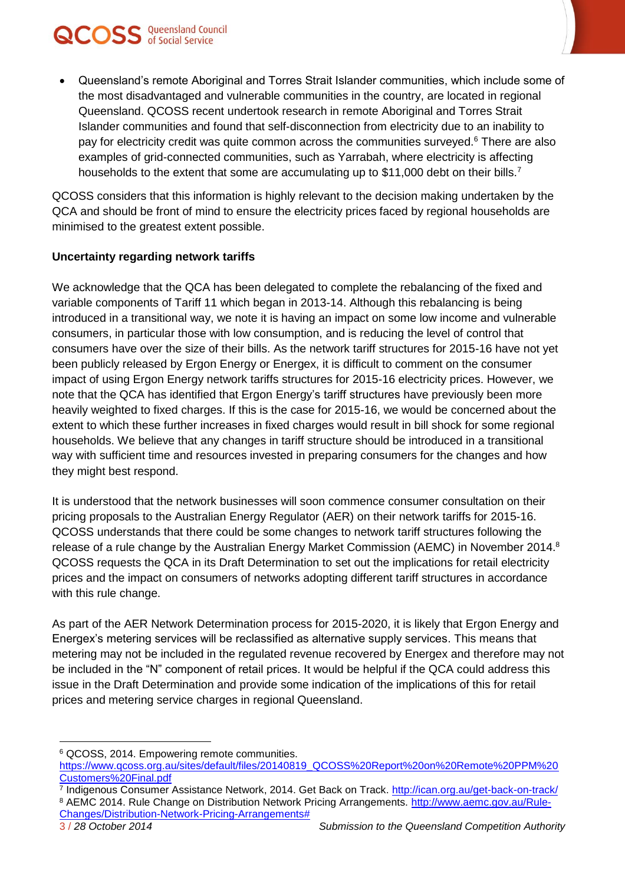- Queensland's remote Aboriginal and Torres Strait Islander communities, which include some of the most disadvantaged and vulnerable communities in the country, are located in regional Queensland. QCOSS recent undertook research in remote Aboriginal and Torres Strait Islander communities and found that self-disconnection from electricity due to an inability to pay for electricity credit was quite common across the communities surveyed.[6] There are also examples of grid-connected communities, such as Yarrabah, where electricity is affecting households to the extent that some are accumulating up to $11,000 debt on their bills.[7]

QCOSS considers that this information is highly relevant to the decision making undertaken by the QCA and should be front of mind to ensure the electricity prices faced by regional households are minimised to the greatest extent possible.

**Uncertainty regarding network tariffs**

We acknowledge that the QCA has been delegated to complete the rebalancing of the fixed and variable components of Tariff 11 which began in 2013-14. Although this rebalancing is being introduced in a transitional way, we note it is having an impact on some low income and vulnerable consumers, in particular those with low consumption, and is reducing the level of control that consumers have over the size of their bills. As the network tariff structures for 2015-16 have not yet been publicly released by Ergon Energy or Energex, it is difficult to comment on the consumer impact of using Ergon Energy network tariffs structures for 2015-16 electricity prices. However, we note that the QCA has identified that Ergon Energy's tariff structures have previously been more heavily weighted to fixed charges. If this is the case for 2015-16, we would be concerned about the extent to which these further increases in fixed charges would result in bill shock for some regional households. We believe that any changes in tariff structure should be introduced in a transitional way with sufficient time and resources invested in preparing consumers for the changes and how they might best respond.

It is understood that the network businesses will soon commence consumer consultation on their pricing proposals to the Australian Energy Regulator (AER) on their network tariffs for 2015-16. QCOSS understands that there could be some changes to network tariff structures following the release of a rule change by the Australian Energy Market Commission (AEMC) in November 2014.[8] QCOSS requests the QCA in its Draft Determination to set out the implications for retail electricity prices and the impact on consumers of networks adopting different tariff structures in accordance with this rule change.

As part of the AER Network Determination process for 2015-2020, it is likely that Ergon Energy and Energex's metering services will be reclassified as alternative supply services. This means that metering may not be included in the regulated revenue recovered by Energex and therefore may not be included in the "N" component of retail prices. It would be helpful if the QCA could address this issue in the Draft Determination and provide some indication of the implications of this for retail prices and metering service charges in regional Queensland.

---

[6] QCOSS, 2014. Empowering remote communities. https://www.qcoss.org.au/sites/default/files/20140819_QCOSS%20Report%20on%20Remote%20PPM%20Customers%20Final.pdf

[7] Indigenous Consumer Assistance Network, 2014. Get Back on Track. http://ican.org.au/get-back-on-track/

[8] AEMC 2014. Rule Change on Distribution Network Pricing Arrangements. http://www.aemc.gov.au/Rule-Changes/Distribution-Network-Pricing-Arrangements#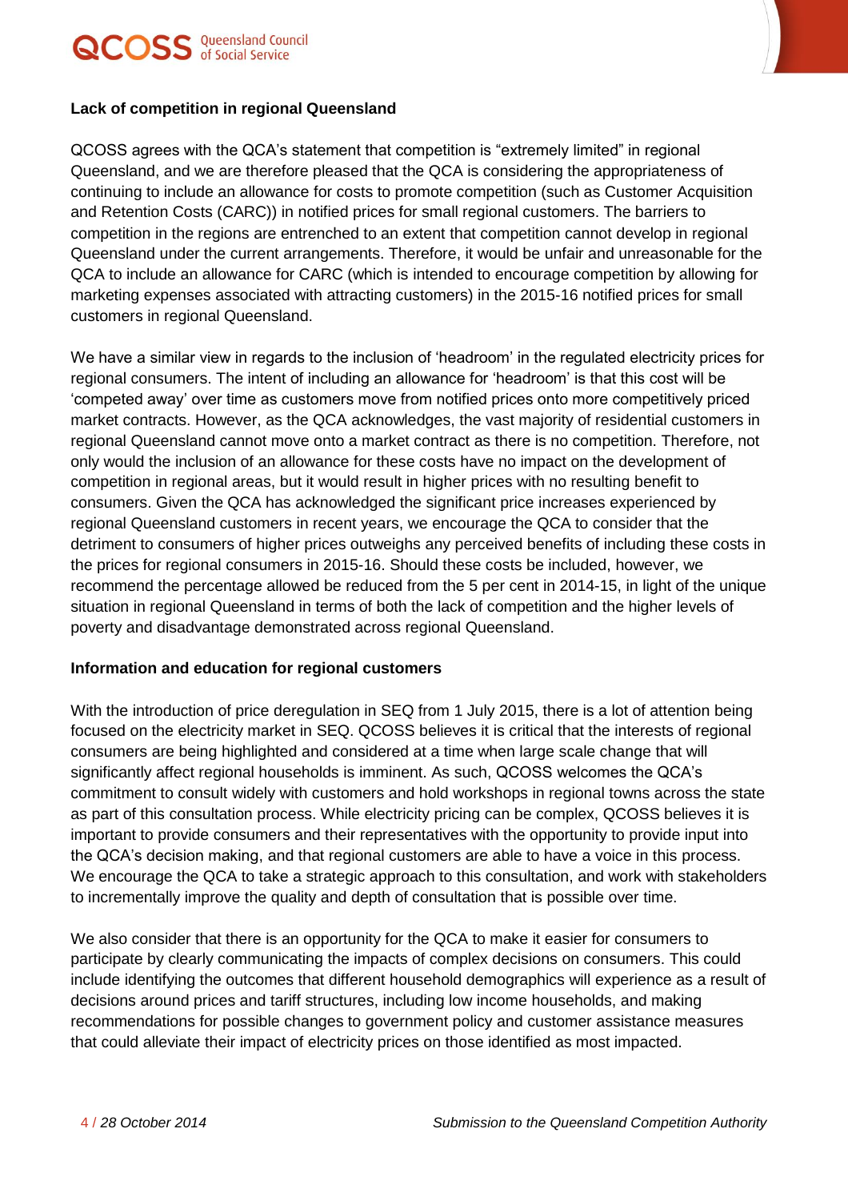**Lack of competition in regional Queensland**

QCOSS agrees with the QCA's statement that competition is "extremely limited" in regional Queensland, and we are therefore pleased that the QCA is considering the appropriateness of continuing to include an allowance for costs to promote competition (such as Customer Acquisition and Retention Costs (CARC)) in notified prices for small regional customers. The barriers to competition in the regions are entrenched to an extent that competition cannot develop in regional Queensland under the current arrangements. Therefore, it would be unfair and unreasonable for the QCA to include an allowance for CARC (which is intended to encourage competition by allowing for marketing expenses associated with attracting customers) in the 2015-16 notified prices for small customers in regional Queensland.

We have a similar view in regards to the inclusion of 'headroom' in the regulated electricity prices for regional consumers. The intent of including an allowance for 'headroom' is that this cost will be 'competed away' over time as customers move from notified prices onto more competitively priced market contracts. However, as the QCA acknowledges, the vast majority of residential customers in regional Queensland cannot move onto a market contract as there is no competition. Therefore, not only would the inclusion of an allowance for these costs have no impact on the development of competition in regional areas, but it would result in higher prices with no resulting benefit to consumers. Given the QCA has acknowledged the significant price increases experienced by regional Queensland customers in recent years, we encourage the QCA to consider that the detriment to consumers of higher prices outweighs any perceived benefits of including these costs in the prices for regional consumers in 2015-16. Should these costs be included, however, we recommend the percentage allowed be reduced from the 5 per cent in 2014-15, in light of the unique situation in regional Queensland in terms of both the lack of competition and the higher levels of poverty and disadvantage demonstrated across regional Queensland.

**Information and education for regional customers**

With the introduction of price deregulation in SEQ from 1 July 2015, there is a lot of attention being focused on the electricity market in SEQ. QCOSS believes it is critical that the interests of regional consumers are being highlighted and considered at a time when large scale change that will significantly affect regional households is imminent. As such, QCOSS welcomes the QCA's commitment to consult widely with customers and hold workshops in regional towns across the state as part of this consultation process. While electricity pricing can be complex, QCOSS believes it is important to provide consumers and their representatives with the opportunity to provide input into the QCA's decision making, and that regional customers are able to have a voice in this process. We encourage the QCA to take a strategic approach to this consultation, and work with stakeholders to incrementally improve the quality and depth of consultation that is possible over time.

We also consider that there is an opportunity for the QCA to make it easier for consumers to participate by clearly communicating the impacts of complex decisions on consumers. This could include identifying the outcomes that different household demographics will experience as a result of decisions around prices and tariff structures, including low income households, and making recommendations for possible changes to government policy and customer assistance measures that could alleviate their impact of electricity prices on those identified as most impacted.